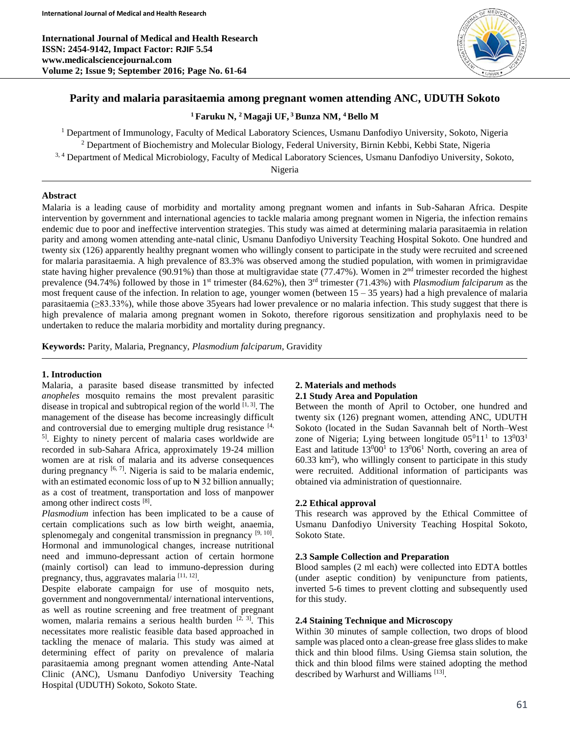# Parity and malaria parasitaemia among pregnant women attending ANC, UDUTH Sokoto

**[1] Faruku N, [2] Magaji UF, [3] Bunza NM, [4] Bello M**

[1] Department of Immunology, Faculty of Medical Laboratory Sciences, Usmanu Danfodiyo University, Sokoto, Nigeria
[2] Department of Biochemistry and Molecular Biology, Federal University, Birnin Kebbi, Kebbi State, Nigeria
[3, 4] Department of Medical Microbiology, Faculty of Medical Laboratory Sciences, Usmanu Danfodiyo University, Sokoto, Nigeria

## Abstract

Malaria is a leading cause of morbidity and mortality among pregnant women and infants in Sub-Saharan Africa. Despite intervention by government and international agencies to tackle malaria among pregnant women in Nigeria, the infection remains endemic due to poor and ineffective intervention strategies. This study was aimed at determining malaria parasitaemia in relation parity and among women attending ante-natal clinic, Usmanu Danfodiyo University Teaching Hospital Sokoto. One hundred and twenty six (126) apparently healthy pregnant women who willingly consent to participate in the study were recruited and screened for malaria parasitaemia. A high prevalence of 83.3% was observed among the studied population, with women in primigravidae state having higher prevalence (90.91%) than those at multigravidae state (77.47%). Women in 2nd trimester recorded the highest prevalence (94.74%) followed by those in 1st trimester (84.62%), then 3rd trimester (71.43%) with *Plasmodium falciparum* as the most frequent cause of the infection. In relation to age, younger women (between 15 – 35 years) had a high prevalence of malaria parasitaemia (≥83.33%), while those above 35years had lower prevalence or no malaria infection. This study suggest that there is high prevalence of malaria among pregnant women in Sokoto, therefore rigorous sensitization and prophylaxis need to be undertaken to reduce the malaria morbidity and mortality during pregnancy.

**Keywords:** Parity, Malaria, Pregnancy, *Plasmodium falciparum*, Gravidity

## 1. Introduction

Malaria, a parasite based disease transmitted by infected *anopheles* mosquito remains the most prevalent parasitic disease in tropical and subtropical region of the world [1, 3]. The management of the disease has become increasingly difficult and controversial due to emerging multiple drug resistance [4, 5]. Eighty to ninety percent of malaria cases worldwide are recorded in sub-Sahara Africa, approximately 19-24 million women are at risk of malaria and its adverse consequences during pregnancy [6, 7]. Nigeria is said to be malaria endemic, with an estimated economic loss of up to ₦ 32 billion annually; as a cost of treatment, transportation and loss of manpower among other indirect costs [8].

*Plasmodium* infection has been implicated to be a cause of certain complications such as low birth weight, anaemia, splenomegaly and congenital transmission in pregnancy [9, 10]. Hormonal and immunological changes, increase nutritional need and immuno-depressant action of certain hormone (mainly cortisol) can lead to immuno-depression during pregnancy, thus, aggravates malaria [11, 12].

Despite elaborate campaign for use of mosquito nets, government and nongovernmental/ international interventions, as well as routine screening and free treatment of pregnant women, malaria remains a serious health burden [2, 3]. This necessitates more realistic feasible data based approached in tackling the menace of malaria. This study was aimed at determining effect of parity on prevalence of malaria parasitaemia among pregnant women attending Ante-Natal Clinic (ANC), Usmanu Danfodiyo University Teaching Hospital (UDUTH) Sokoto, Sokoto State.

## 2. Materials and methods

### 2.1 Study Area and Population

Between the month of April to October, one hundred and twenty six (126) pregnant women, attending ANC, UDUTH Sokoto (located in the Sudan Savannah belt of North–West zone of Nigeria; Lying between longitude $05^{0}11^{1}$ to $13^{0}03^{1}$ East and latitude $13^{0}00^{1}$ to $13^{0}06^{1}$ North, covering an area of 60.33 $km^2$), who willingly consent to participate in this study were recruited. Additional information of participants was obtained via administration of questionnaire.

### 2.2 Ethical approval

This research was approved by the Ethical Committee of Usmanu Danfodiyo University Teaching Hospital Sokoto, Sokoto State.

### 2.3 Sample Collection and Preparation

Blood samples (2 ml each) were collected into EDTA bottles (under aseptic condition) by venipuncture from patients, inverted 5-6 times to prevent clotting and subsequently used for this study.

### 2.4 Staining Technique and Microscopy

Within 30 minutes of sample collection, two drops of blood sample was placed onto a clean-grease free glass slides to make thick and thin blood films. Using Giemsa stain solution, the thick and thin blood films were stained adopting the method described by Warhurst and Williams [13].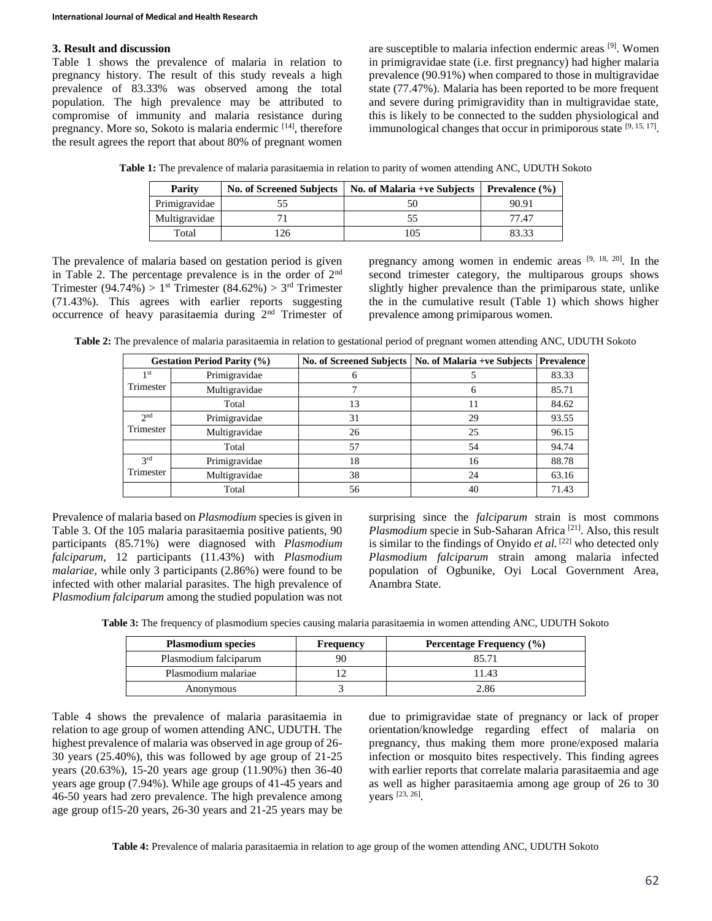### 3. Result and discussion

Table 1 shows the prevalence of malaria in relation to pregnancy history. The result of this study reveals a high prevalence of 83.33% was observed among the total population. The high prevalence may be attributed to compromise of immunity and malaria resistance during pregnancy. More so, Sokoto is malaria endermic [14], therefore the result agrees the report that about 80% of pregnant women are susceptible to malaria infection endermic areas [9]. Women in primigravidae state (i.e. first pregnancy) had higher malaria prevalence (90.91%) when compared to those in multigravidae state (77.47%). Malaria has been reported to be more frequent and severe during primigravidity than in multigravidae state, this is likely to be connected to the sudden physiological and immunological changes that occur in primiporous state [9, 15, 17].

**Table 1:** The prevalence of malaria parasitaemia in relation to parity of women attending ANC, UDUTH Sokoto

| Parity | No. of Screened Subjects | No. of Malaria +ve Subjects | Prevalence (%) |
|---|---|---|---|
| Primigravidae | 55 | 50 | 90.91 |
| Multigravidae | 71 | 55 | 77.47 |
| Total | 126 | 105 | 83.33 |

The prevalence of malaria based on gestation period is given in Table 2. The percentage prevalence is in the order of 2nd Trimester (94.74%) > 1st Trimester (84.62%) > 3rd Trimester (71.43%). This agrees with earlier reports suggesting occurrence of heavy parasitaemia during 2nd Trimester of pregnancy among women in endemic areas [9, 18, 20]. In the second trimester category, the multiparous groups shows slightly higher prevalence than the primiparous state, unlike the in the cumulative result (Table 1) which shows higher prevalence among primiparous women.

**Table 2:** The prevalence of malaria parasitaemia in relation to gestational period of pregnant women attending ANC, UDUTH Sokoto

| Gestation Period Parity (%) | | No. of Screened Subjects | No. of Malaria +ve Subjects | Prevalence |
|---|---|---|---|---|
| 1st Trimester | Primigravidae | 6 | 5 | 83.33 |
| | Multigravidae | 7 | 6 | 85.71 |
| | Total | 13 | 11 | 84.62 |
| 2nd Trimester | Primigravidae | 31 | 29 | 93.55 |
| | Multigravidae | 26 | 25 | 96.15 |
| | Total | 57 | 54 | 94.74 |
| 3rd Trimester | Primigravidae | 18 | 16 | 88.78 |
| | Multigravidae | 38 | 24 | 63.16 |
| | Total | 56 | 40 | 71.43 |

Prevalence of malaria based on *Plasmodium* species is given in Table 3. Of the 105 malaria parasitaemia positive patients, 90 participants (85.71%) were diagnosed with *Plasmodium falciparum*, 12 participants (11.43%) with *Plasmodium malariae*, while only 3 participants (2.86%) were found to be infected with other malarial parasites. The high prevalence of *Plasmodium falciparum* among the studied population was not surprising since the *falciparum* strain is most commons *Plasmodium* specie in Sub-Saharan Africa [21]. Also, this result is similar to the findings of Onyido *et al.* [22] who detected only *Plasmodium falciparum* strain among malaria infected population of Ogbunike, Oyi Local Government Area, Anambra State.

**Table 3:** The frequency of plasmodium species causing malaria parasitaemia in women attending ANC, UDUTH Sokoto

| Plasmodium species | Frequency | Percentage Frequency (%) |
|---|---|---|
| Plasmodium falciparum | 90 | 85.71 |
| Plasmodium malariae | 12 | 11.43 |
| Anonymous | 3 | 2.86 |

Table 4 shows the prevalence of malaria parasitaemia in relation to age group of women attending ANC, UDUTH. The highest prevalence of malaria was observed in age group of 26-30 years (25.40%), this was followed by age group of 21-25 years (20.63%), 15-20 years age group (11.90%) then 36-40 years age group (7.94%). While age groups of 41-45 years and 46-50 years had zero prevalence. The high prevalence among age group of15-20 years, 26-30 years and 21-25 years may be due to primigravidae state of pregnancy or lack of proper orientation/knowledge regarding effect of malaria on pregnancy, thus making them more prone/exposed malaria infection or mosquito bites respectively. This finding agrees with earlier reports that correlate malaria parasitaemia and age as well as higher parasitaemia among age group of 26 to 30 years [23, 26].

**Table 4:** Prevalence of malaria parasitaemia in relation to age group of the women attending ANC, UDUTH Sokoto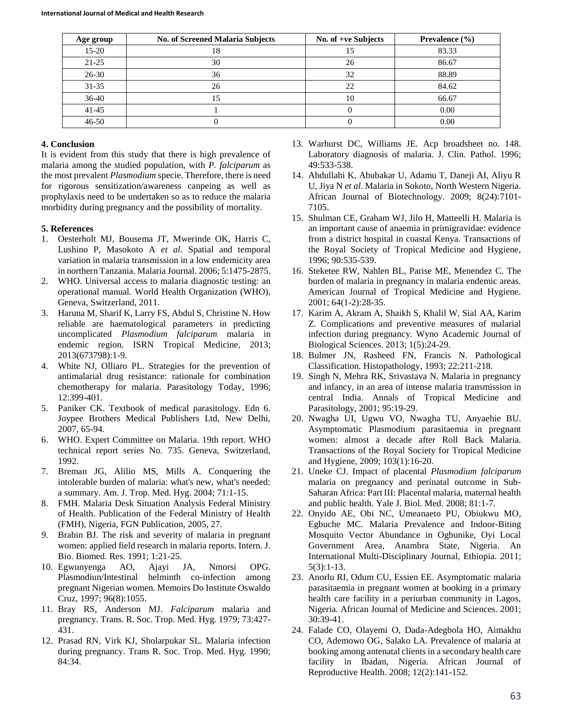| Age group | No. of Screened Malaria Subjects | No. of +ve Subjects | Prevalence (%) |
|---|---|---|---|
| 15-20 | 18 | 15 | 83.33 |
| 21-25 | 30 | 26 | 86.67 |
| 26-30 | 36 | 32 | 88.89 |
| 31-35 | 26 | 22 | 84.62 |
| 36-40 | 15 | 10 | 66.67 |
| 41-45 | 1 | 0 | 0.00 |
| 46-50 | 0 | 0 | 0.00 |

## 4. Conclusion

It is evident from this study that there is high prevalence of malaria among the studied population, with *P. falciparum* as the most prevalent *Plasmodium* specie. Therefore, there is need for rigorous sensitization/awareness canpeing as well as prophylaxis need to be undertaken so as to reduce the malaria morbidity during pregnancy and the possibility of mortality.

## 5. References

1. Oesterholt MJ, Bousema JT, Mwerinde OK, Harris C, Lushino P, Masokoto A *et al*. Spatial and temporal variation in malaria transmission in a low endemicity area in northern Tanzania. Malaria Journal. 2006; 5:1475-2875.
2. WHO. Universal access to malaria diagnostic testing: an operational manual. World Health Organization (WHO), Geneva, Switzerland, 2011.
3. Haruna M, Sharif K, Larry FS, Abdul S, Christine N. How reliable are haematological parameters in predicting uncomplicated *Plasmodium falciparum* malaria in endemic region. ISRN Tropical Medicine, 2013; 2013(673798):1-9.
4. White NJ, Olliaro PL. Strategies for the prevention of antimalarial drug resistance: rationale for combination chemotherapy for malaria. Parasitology Today, 1996; 12:399-401.
5. Paniker CK. Textbook of medical parasitology. Edn 6. Joypee Brothers Medical Publishers Ltd, New Delhi, 2007, 65-94.
6. WHO. Expert Committee on Malaria. 19th report. WHO technical report series No. 735. Geneva, Switzerland, 1992.
7. Breman JG, Alilio MS, Mills A. Conquering the intolerable burden of malaria: what's new, what's needed: a summary. Am. J. Trop. Med. Hyg. 2004; 71:1-15.
8. FMH. Malaria Desk Situation Analysis Federal Ministry of Health. Publication of the Federal Ministry of Health (FMH), Nigeria, FGN Publication, 2005, 27.
9. Brabin BJ. The risk and severity of malaria in pregnant women: applied field research in malaria reports. Intern. J. Bio. Biomed. Res. 1991; 1:21-25.
10. Egwunyenga AO, Ajayi JA, Nmorsi OPG. Plasmodiun/Intestinal helminth co-infection among pregnant Nigerian women. Memoirs Do Institute Oswaldo Cruz, 1997; 96(8):1055.
11. Bray RS, Anderson MJ. *Falciparum* malaria and pregnancy. Trans. R. Soc. Trop. Med. Hyg. 1979; 73:427-431.
12. Prasad RN, Virk KJ, Sholarpukar SL. Malaria infection during pregnancy. Trans R. Soc. Trop. Med. Hyg. 1990; 84:34.
13. Warhurst DC, Williams JE. Acp broadsheet no. 148. Laboratory diagnosis of malaria. J. Clin. Pathol. 1996; 49:533-538.
14. Abdullahi K, Abubakar U, Adamu T, Daneji AI, Aliyu R U, Jiya N *et al*. Malaria in Sokoto, North Western Nigeria. African Journal of Biotechnology. 2009; 8(24):7101-7105.
15. Shulman CE, Graham WJ, Jilo H, Matteelli H. Malaria is an important cause of anaemia in primigravidae: evidence from a district hospital in coastal Kenya. Transactions of the Royal Society of Tropical Medicine and Hygiene, 1996; 90:535-539.
16. Steketee RW, Nahlen BL, Parise ME, Menendez C. The burden of malaria in pregnancy in malaria endemic areas. American Journal of Tropical Medicine and Hygiene. 2001; 64(1-2):28-35.
17. Karim A, Akram A, Shaikh S, Khalil W, Sial AA, Karim Z. Complications and preventive measures of malarial infection during pregnancy. Wyno Academic Journal of Biological Sciences. 2013; 1(5):24-29.
18. Bulmer JN, Rasheed FN, Francis N. Pathological Classification. Histopathology, 1993; 22:211-218.
19. Singh N, Mehra RK, Srivastava N. Malaria in pregnancy and infancy, in an area of intense malaria transmission in central India. Annals of Tropical Medicine and Parasitology, 2001; 95:19-29.
20. Nwagha UI, Ugwu VO, Nwagha TU, Anyaehie BU. Asymptomatic Plasmodium parasitaemia in pregnant women: almost a decade after Roll Back Malaria. Transactions of the Royal Society for Tropical Medicine and Hygiene, 2009; 103(1):16-20.
21. Uneke CJ. Impact of placental *Plasmodium falciparum* malaria on pregnancy and perinatal outcome in Sub-Saharan Africa: Part III: Placental malaria, maternal health and public health. Yale J. Biol. Med. 2008; 81:1-7.
22. Onyido AE, Obi NC, Umeanaeto PU, Obiukwu MO, Egbuche MC. Malaria Prevalence and Indoor-Biting Mosquito Vector Abundance in Ogbunike, Oyi Local Government Area, Anambra State, Nigeria. An International Multi-Disciplinary Journal, Ethiopia. 2011; 5(3):1-13.
23. Anorlu RI, Odum CU, Essien EE. Asymptomatic malaria parasitaemia in pregnant women at booking in a primary health care facility in a periurban community in Lagos, Nigeria. African Journal of Medicine and Sciences. 2001; 30:39-41.
24. Falade CO, Olayemi O, Dada-Adegbola HO, Aimakhu CO, Ademowo OG, Salako LA. Prevalence of malaria at booking among antenatal clients in a secondary health care facility in Ibadan, Nigeria. African Journal of Reproductive Health. 2008; 12(2):141-152.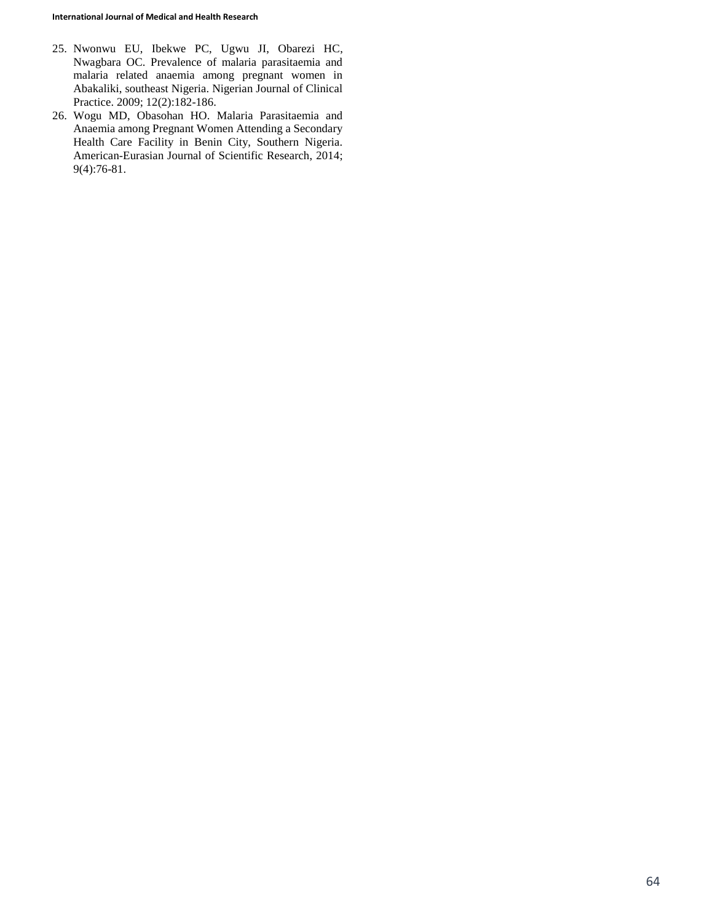25. Nwonwu EU, Ibekwe PC, Ugwu JI, Obarezi HC, Nwagbara OC. Prevalence of malaria parasitaemia and malaria related anaemia among pregnant women in Abakaliki, southeast Nigeria. Nigerian Journal of Clinical Practice. 2009; 12(2):182-186.
26. Wogu MD, Obasohan HO. Malaria Parasitaemia and Anaemia among Pregnant Women Attending a Secondary Health Care Facility in Benin City, Southern Nigeria. American-Eurasian Journal of Scientific Research, 2014; 9(4):76-81.